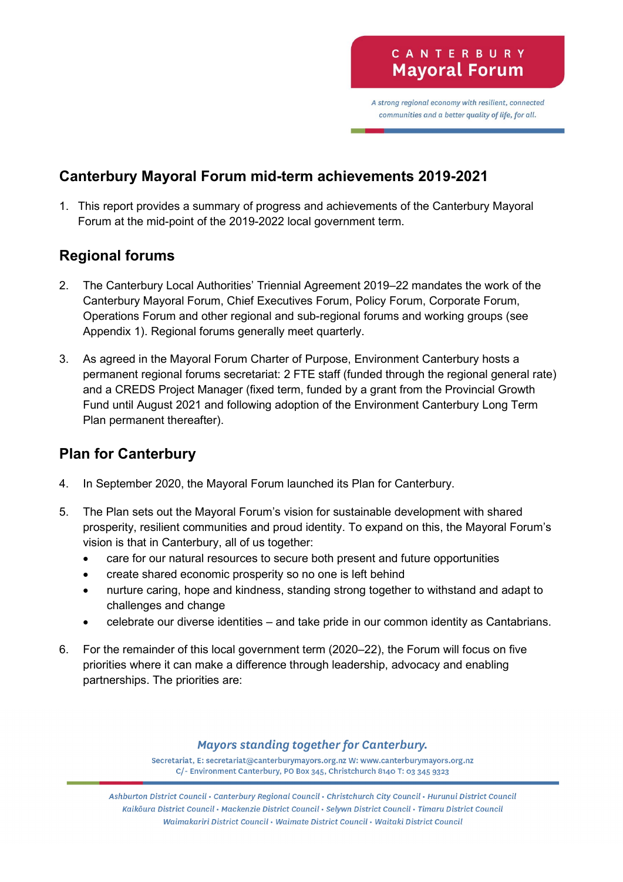# Canterbury Mayoral Forum mid-term achievements 2019-2021

1. This report provides a summary of progress and achievements of the Canterbury Mayoral Forum at the mid-point of the 2019-2022 local government term.

## Regional forums

2. The Canterbury Local Authorities' Triennial Agreement 2019–22 mandates the work of the Canterbury Mayoral Forum, Chief Executives Forum, Policy Forum, Corporate Forum, Operations Forum and other regional and sub-regional forums and working groups (see Appendix 1). Regional forums generally meet quarterly.

3. As agreed in the Mayoral Forum Charter of Purpose, Environment Canterbury hosts a permanent regional forums secretariat: 2 FTE staff (funded through the regional general rate) and a CREDS Project Manager (fixed term, funded by a grant from the Provincial Growth Fund until August 2021 and following adoption of the Environment Canterbury Long Term Plan permanent thereafter).

## Plan for Canterbury

4. In September 2020, the Mayoral Forum launched its Plan for Canterbury.

5. The Plan sets out the Mayoral Forum's vision for sustainable development with shared prosperity, resilient communities and proud identity. To expand on this, the Mayoral Forum's vision is that in Canterbury, all of us together:
   - care for our natural resources to secure both present and future opportunities
   - create shared economic prosperity so no one is left behind
   - nurture caring, hope and kindness, standing strong together to withstand and adapt to challenges and change
   - celebrate our diverse identities – and take pride in our common identity as Cantabrians.

6. For the remainder of this local government term (2020–22), the Forum will focus on five priorities where it can make a difference through leadership, advocacy and enabling partnerships. The priorities are: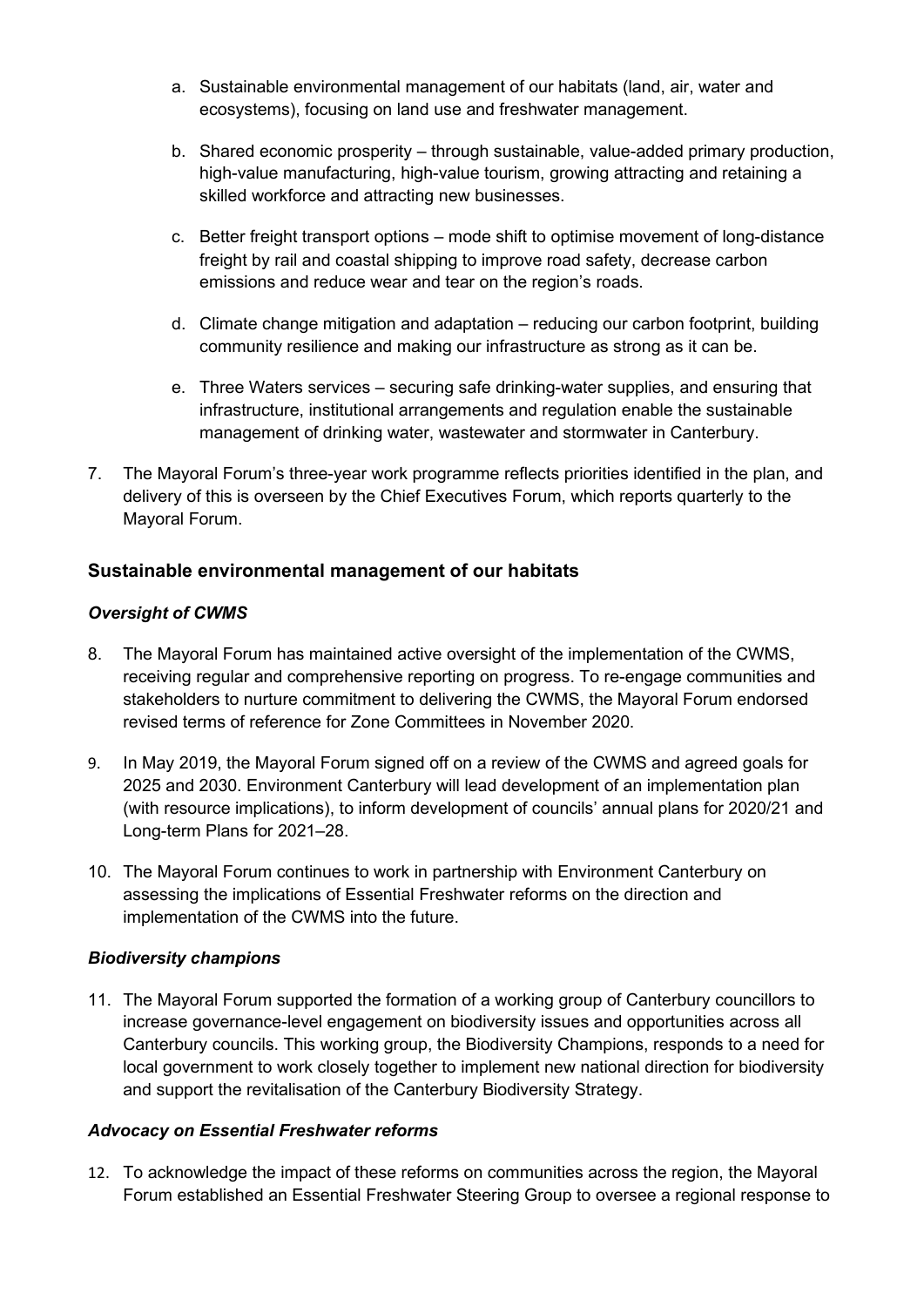a. Sustainable environmental management of our habitats (land, air, water and ecosystems), focusing on land use and freshwater management.

b. Shared economic prosperity – through sustainable, value-added primary production, high-value manufacturing, high-value tourism, growing attracting and retaining a skilled workforce and attracting new businesses.

c. Better freight transport options – mode shift to optimise movement of long-distance freight by rail and coastal shipping to improve road safety, decrease carbon emissions and reduce wear and tear on the region's roads.

d. Climate change mitigation and adaptation – reducing our carbon footprint, building community resilience and making our infrastructure as strong as it can be.

e. Three Waters services – securing safe drinking-water supplies, and ensuring that infrastructure, institutional arrangements and regulation enable the sustainable management of drinking water, wastewater and stormwater in Canterbury.

7. The Mayoral Forum's three-year work programme reflects priorities identified in the plan, and delivery of this is overseen by the Chief Executives Forum, which reports quarterly to the Mayoral Forum.

## Sustainable environmental management of our habitats

### *Oversight of CWMS*

8. The Mayoral Forum has maintained active oversight of the implementation of the CWMS, receiving regular and comprehensive reporting on progress. To re-engage communities and stakeholders to nurture commitment to delivering the CWMS, the Mayoral Forum endorsed revised terms of reference for Zone Committees in November 2020.

9. In May 2019, the Mayoral Forum signed off on a review of the CWMS and agreed goals for 2025 and 2030. Environment Canterbury will lead development of an implementation plan (with resource implications), to inform development of councils' annual plans for 2020/21 and Long-term Plans for 2021–28.

10. The Mayoral Forum continues to work in partnership with Environment Canterbury on assessing the implications of Essential Freshwater reforms on the direction and implementation of the CWMS into the future.

### *Biodiversity champions*

11. The Mayoral Forum supported the formation of a working group of Canterbury councillors to increase governance-level engagement on biodiversity issues and opportunities across all Canterbury councils. This working group, the Biodiversity Champions, responds to a need for local government to work closely together to implement new national direction for biodiversity and support the revitalisation of the Canterbury Biodiversity Strategy.

### *Advocacy on Essential Freshwater reforms*

12. To acknowledge the impact of these reforms on communities across the region, the Mayoral Forum established an Essential Freshwater Steering Group to oversee a regional response to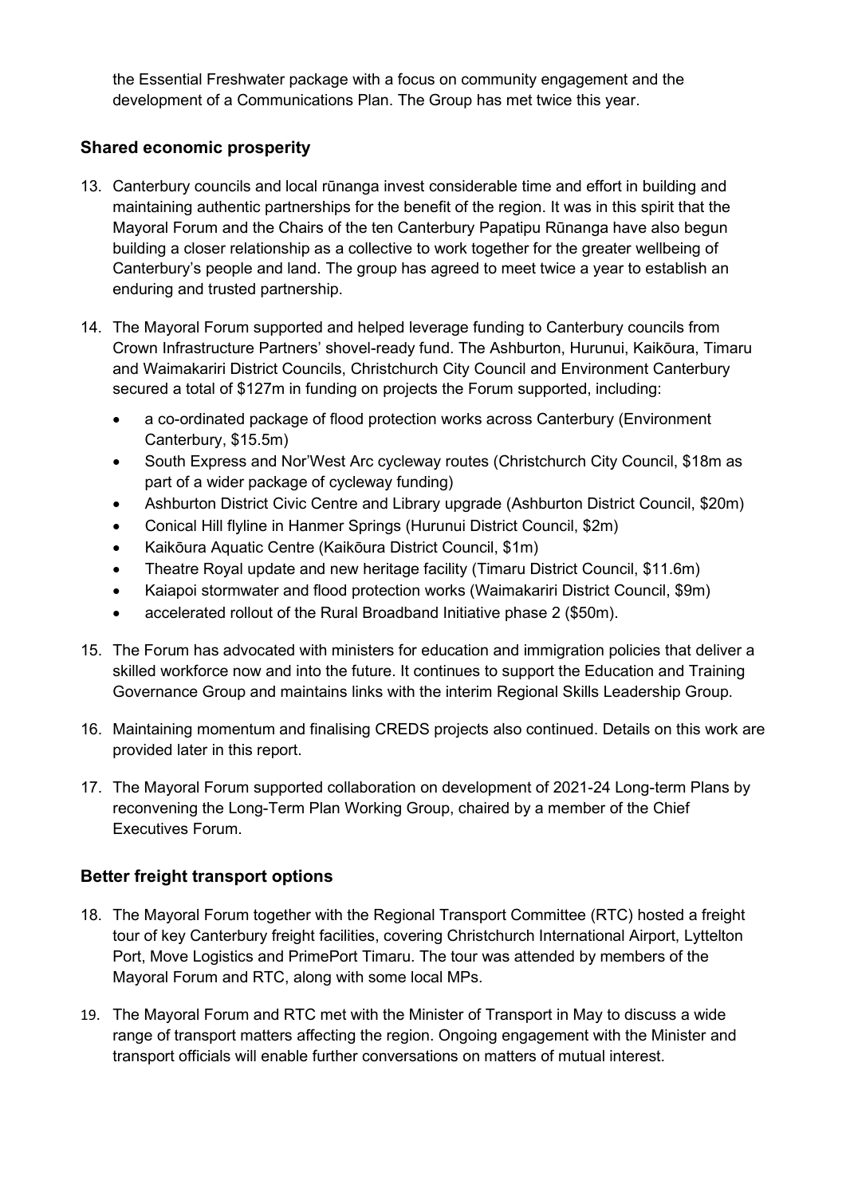the Essential Freshwater package with a focus on community engagement and the development of a Communications Plan. The Group has met twice this year.

## Shared economic prosperity

13. Canterbury councils and local rūnanga invest considerable time and effort in building and maintaining authentic partnerships for the benefit of the region. It was in this spirit that the Mayoral Forum and the Chairs of the ten Canterbury Papatipu Rūnanga have also begun building a closer relationship as a collective to work together for the greater wellbeing of Canterbury's people and land. The group has agreed to meet twice a year to establish an enduring and trusted partnership.

14. The Mayoral Forum supported and helped leverage funding to Canterbury councils from Crown Infrastructure Partners' shovel-ready fund. The Ashburton, Hurunui, Kaikōura, Timaru and Waimakariri District Councils, Christchurch City Council and Environment Canterbury secured a total of $127m in funding on projects the Forum supported, including:
    - a co-ordinated package of flood protection works across Canterbury (Environment Canterbury, $15.5m)
    - South Express and Nor'West Arc cycleway routes (Christchurch City Council, $18m as part of a wider package of cycleway funding)
    - Ashburton District Civic Centre and Library upgrade (Ashburton District Council, $20m)
    - Conical Hill flyline in Hanmer Springs (Hurunui District Council, $2m)
    - Kaikōura Aquatic Centre (Kaikōura District Council, $1m)
    - Theatre Royal update and new heritage facility (Timaru District Council, $11.6m)
    - Kaiapoi stormwater and flood protection works (Waimakariri District Council, $9m)
    - accelerated rollout of the Rural Broadband Initiative phase 2 ($50m).

15. The Forum has advocated with ministers for education and immigration policies that deliver a skilled workforce now and into the future. It continues to support the Education and Training Governance Group and maintains links with the interim Regional Skills Leadership Group.

16. Maintaining momentum and finalising CREDS projects also continued. Details on this work are provided later in this report.

17. The Mayoral Forum supported collaboration on development of 2021-24 Long-term Plans by reconvening the Long-Term Plan Working Group, chaired by a member of the Chief Executives Forum.

## Better freight transport options

18. The Mayoral Forum together with the Regional Transport Committee (RTC) hosted a freight tour of key Canterbury freight facilities, covering Christchurch International Airport, Lyttelton Port, Move Logistics and PrimePort Timaru. The tour was attended by members of the Mayoral Forum and RTC, along with some local MPs.

19. The Mayoral Forum and RTC met with the Minister of Transport in May to discuss a wide range of transport matters affecting the region. Ongoing engagement with the Minister and transport officials will enable further conversations on matters of mutual interest.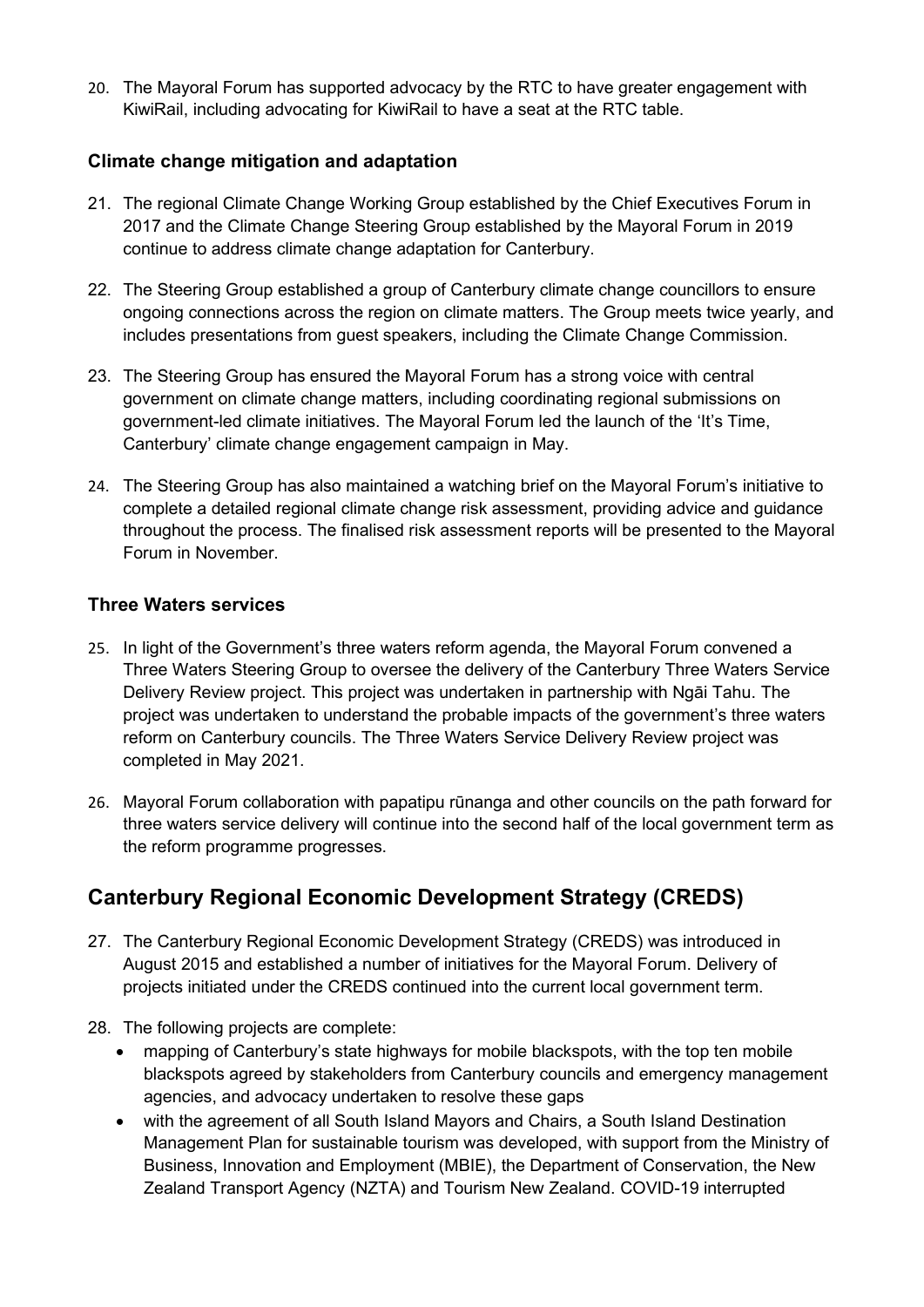20. The Mayoral Forum has supported advocacy by the RTC to have greater engagement with KiwiRail, including advocating for KiwiRail to have a seat at the RTC table.

### Climate change mitigation and adaptation

21. The regional Climate Change Working Group established by the Chief Executives Forum in 2017 and the Climate Change Steering Group established by the Mayoral Forum in 2019 continue to address climate change adaptation for Canterbury.

22. The Steering Group established a group of Canterbury climate change councillors to ensure ongoing connections across the region on climate matters. The Group meets twice yearly, and includes presentations from guest speakers, including the Climate Change Commission.

23. The Steering Group has ensured the Mayoral Forum has a strong voice with central government on climate change matters, including coordinating regional submissions on government-led climate initiatives. The Mayoral Forum led the launch of the 'It's Time, Canterbury' climate change engagement campaign in May.

24. The Steering Group has also maintained a watching brief on the Mayoral Forum's initiative to complete a detailed regional climate change risk assessment, providing advice and guidance throughout the process. The finalised risk assessment reports will be presented to the Mayoral Forum in November.

### Three Waters services

25. In light of the Government's three waters reform agenda, the Mayoral Forum convened a Three Waters Steering Group to oversee the delivery of the Canterbury Three Waters Service Delivery Review project. This project was undertaken in partnership with Ngāi Tahu. The project was undertaken to understand the probable impacts of the government's three waters reform on Canterbury councils. The Three Waters Service Delivery Review project was completed in May 2021.

26. Mayoral Forum collaboration with papatipu rūnanga and other councils on the path forward for three waters service delivery will continue into the second half of the local government term as the reform programme progresses.

## Canterbury Regional Economic Development Strategy (CREDS)

27. The Canterbury Regional Economic Development Strategy (CREDS) was introduced in August 2015 and established a number of initiatives for the Mayoral Forum. Delivery of projects initiated under the CREDS continued into the current local government term.

28. The following projects are complete:
    - mapping of Canterbury's state highways for mobile blackspots, with the top ten mobile blackspots agreed by stakeholders from Canterbury councils and emergency management agencies, and advocacy undertaken to resolve these gaps
    - with the agreement of all South Island Mayors and Chairs, a South Island Destination Management Plan for sustainable tourism was developed, with support from the Ministry of Business, Innovation and Employment (MBIE), the Department of Conservation, the New Zealand Transport Agency (NZTA) and Tourism New Zealand. COVID-19 interrupted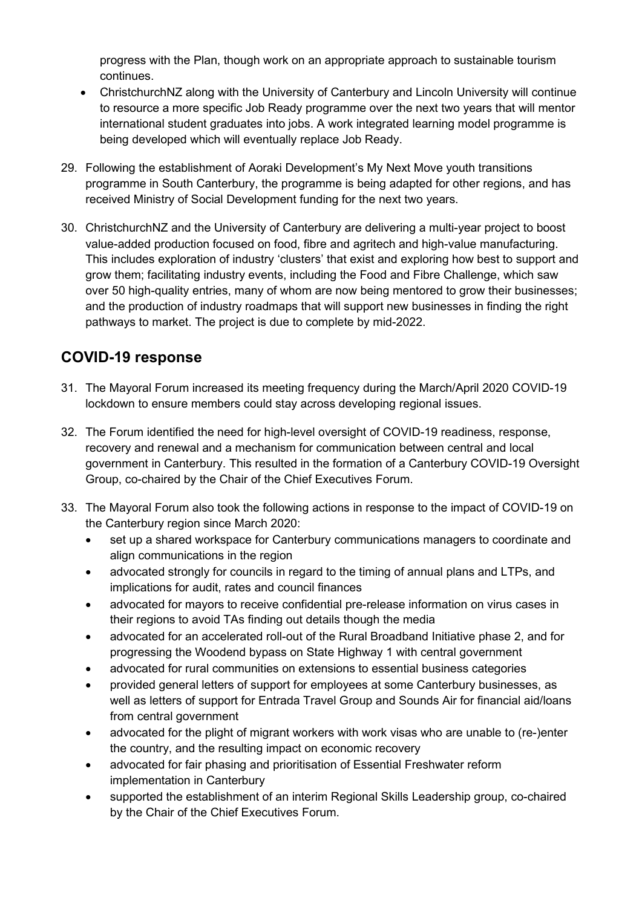progress with the Plan, though work on an appropriate approach to sustainable tourism continues.

- ChristchurchNZ along with the University of Canterbury and Lincoln University will continue to resource a more specific Job Ready programme over the next two years that will mentor international student graduates into jobs. A work integrated learning model programme is being developed which will eventually replace Job Ready.

29. Following the establishment of Aoraki Development's My Next Move youth transitions programme in South Canterbury, the programme is being adapted for other regions, and has received Ministry of Social Development funding for the next two years.

30. ChristchurchNZ and the University of Canterbury are delivering a multi-year project to boost value-added production focused on food, fibre and agritech and high-value manufacturing. This includes exploration of industry 'clusters' that exist and exploring how best to support and grow them; facilitating industry events, including the Food and Fibre Challenge, which saw over 50 high-quality entries, many of whom are now being mentored to grow their businesses; and the production of industry roadmaps that will support new businesses in finding the right pathways to market. The project is due to complete by mid-2022.

## COVID-19 response

31. The Mayoral Forum increased its meeting frequency during the March/April 2020 COVID-19 lockdown to ensure members could stay across developing regional issues.

32. The Forum identified the need for high-level oversight of COVID-19 readiness, response, recovery and renewal and a mechanism for communication between central and local government in Canterbury. This resulted in the formation of a Canterbury COVID-19 Oversight Group, co-chaired by the Chair of the Chief Executives Forum.

33. The Mayoral Forum also took the following actions in response to the impact of COVID-19 on the Canterbury region since March 2020:
    - set up a shared workspace for Canterbury communications managers to coordinate and align communications in the region
    - advocated strongly for councils in regard to the timing of annual plans and LTPs, and implications for audit, rates and council finances
    - advocated for mayors to receive confidential pre-release information on virus cases in their regions to avoid TAs finding out details though the media
    - advocated for an accelerated roll-out of the Rural Broadband Initiative phase 2, and for progressing the Woodend bypass on State Highway 1 with central government
    - advocated for rural communities on extensions to essential business categories
    - provided general letters of support for employees at some Canterbury businesses, as well as letters of support for Entrada Travel Group and Sounds Air for financial aid/loans from central government
    - advocated for the plight of migrant workers with work visas who are unable to (re-)enter the country, and the resulting impact on economic recovery
    - advocated for fair phasing and prioritisation of Essential Freshwater reform implementation in Canterbury
    - supported the establishment of an interim Regional Skills Leadership group, co-chaired by the Chair of the Chief Executives Forum.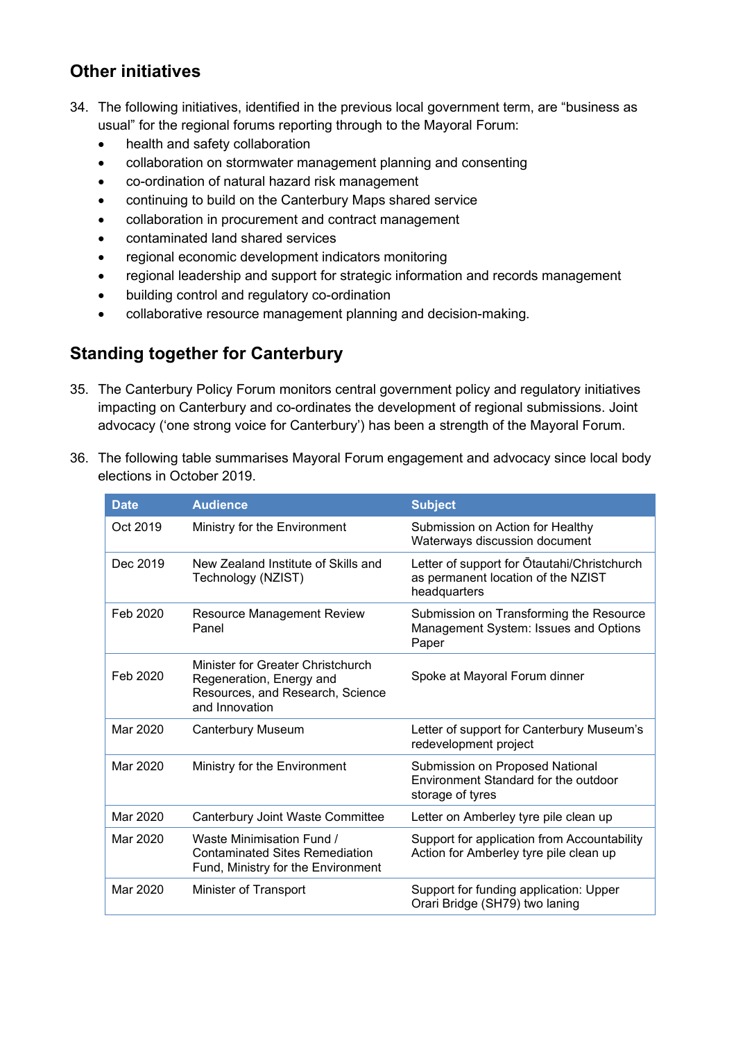## Other initiatives

34. The following initiatives, identified in the previous local government term, are "business as usual" for the regional forums reporting through to the Mayoral Forum:
    - health and safety collaboration
    - collaboration on stormwater management planning and consenting
    - co-ordination of natural hazard risk management
    - continuing to build on the Canterbury Maps shared service
    - collaboration in procurement and contract management
    - contaminated land shared services
    - regional economic development indicators monitoring
    - regional leadership and support for strategic information and records management
    - building control and regulatory co-ordination
    - collaborative resource management planning and decision-making.

## Standing together for Canterbury

35. The Canterbury Policy Forum monitors central government policy and regulatory initiatives impacting on Canterbury and co-ordinates the development of regional submissions. Joint advocacy ('one strong voice for Canterbury') has been a strength of the Mayoral Forum.

36. The following table summarises Mayoral Forum engagement and advocacy since local body elections in October 2019.

| Date | Audience | Subject |
|---|---|---|
| Oct 2019 | Ministry for the Environment | Submission on Action for Healthy Waterways discussion document |
| Dec 2019 | New Zealand Institute of Skills and Technology (NZIST) | Letter of support for Ōtautahi/Christchurch as permanent location of the NZIST headquarters |
| Feb 2020 | Resource Management Review Panel | Submission on Transforming the Resource Management System: Issues and Options Paper |
| Feb 2020 | Minister for Greater Christchurch Regeneration, Energy and Resources, and Research, Science and Innovation | Spoke at Mayoral Forum dinner |
| Mar 2020 | Canterbury Museum | Letter of support for Canterbury Museum's redevelopment project |
| Mar 2020 | Ministry for the Environment | Submission on Proposed National Environment Standard for the outdoor storage of tyres |
| Mar 2020 | Canterbury Joint Waste Committee | Letter on Amberley tyre pile clean up |
| Mar 2020 | Waste Minimisation Fund / Contaminated Sites Remediation Fund, Ministry for the Environment | Support for application from Accountability Action for Amberley tyre pile clean up |
| Mar 2020 | Minister of Transport | Support for funding application: Upper Orari Bridge (SH79) two laning |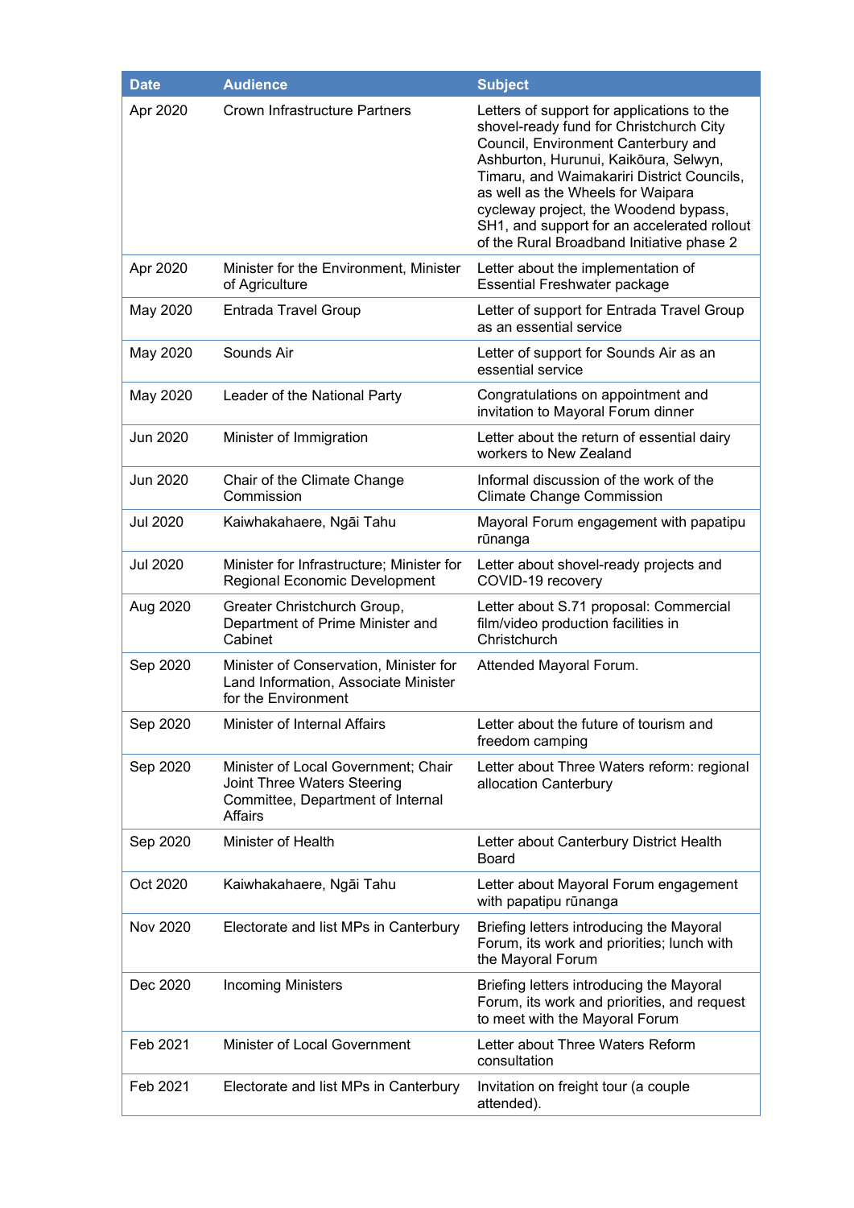| Date | Audience | Subject |
| --- | --- | --- |
| Apr 2020 | Crown Infrastructure Partners | Letters of support for applications to the shovel-ready fund for Christchurch City Council, Environment Canterbury and Ashburton, Hurunui, Kaikōura, Selwyn, Timaru, and Waimakariri District Councils, as well as the Wheels for Waipara cycleway project, the Woodend bypass, SH1, and support for an accelerated rollout of the Rural Broadband Initiative phase 2 |
| Apr 2020 | Minister for the Environment, Minister of Agriculture | Letter about the implementation of Essential Freshwater package |
| May 2020 | Entrada Travel Group | Letter of support for Entrada Travel Group as an essential service |
| May 2020 | Sounds Air | Letter of support for Sounds Air as an essential service |
| May 2020 | Leader of the National Party | Congratulations on appointment and invitation to Mayoral Forum dinner |
| Jun 2020 | Minister of Immigration | Letter about the return of essential dairy workers to New Zealand |
| Jun 2020 | Chair of the Climate Change Commission | Informal discussion of the work of the Climate Change Commission |
| Jul 2020 | Kaiwhakahaere, Ngāi Tahu | Mayoral Forum engagement with papatipu rūnanga |
| Jul 2020 | Minister for Infrastructure; Minister for Regional Economic Development | Letter about shovel-ready projects and COVID-19 recovery |
| Aug 2020 | Greater Christchurch Group, Department of Prime Minister and Cabinet | Letter about S.71 proposal: Commercial film/video production facilities in Christchurch |
| Sep 2020 | Minister of Conservation, Minister for Land Information, Associate Minister for the Environment | Attended Mayoral Forum. |
| Sep 2020 | Minister of Internal Affairs | Letter about the future of tourism and freedom camping |
| Sep 2020 | Minister of Local Government; Chair Joint Three Waters Steering Committee, Department of Internal Affairs | Letter about Three Waters reform: regional allocation Canterbury |
| Sep 2020 | Minister of Health | Letter about Canterbury District Health Board |
| Oct 2020 | Kaiwhakahaere, Ngāi Tahu | Letter about Mayoral Forum engagement with papatipu rūnanga |
| Nov 2020 | Electorate and list MPs in Canterbury | Briefing letters introducing the Mayoral Forum, its work and priorities; lunch with the Mayoral Forum |
| Dec 2020 | Incoming Ministers | Briefing letters introducing the Mayoral Forum, its work and priorities, and request to meet with the Mayoral Forum |
| Feb 2021 | Minister of Local Government | Letter about Three Waters Reform consultation |
| Feb 2021 | Electorate and list MPs in Canterbury | Invitation on freight tour (a couple attended). |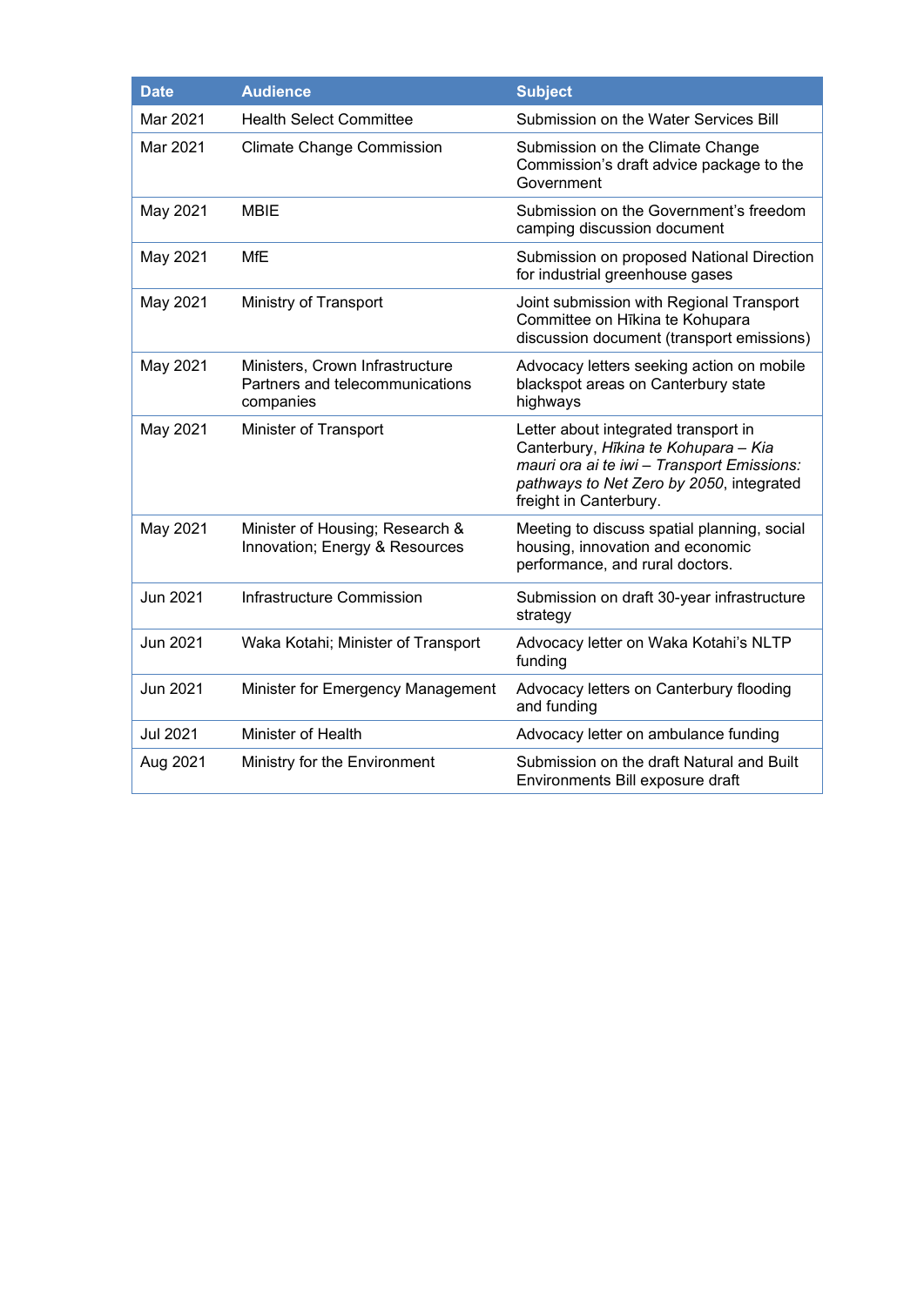| Date | Audience | Subject |
|---|---|---|
| Mar 2021 | Health Select Committee | Submission on the Water Services Bill |
| Mar 2021 | Climate Change Commission | Submission on the Climate Change Commission's draft advice package to the Government |
| May 2021 | MBIE | Submission on the Government's freedom camping discussion document |
| May 2021 | MfE | Submission on proposed National Direction for industrial greenhouse gases |
| May 2021 | Ministry of Transport | Joint submission with Regional Transport Committee on Hīkina te Kohupara discussion document (transport emissions) |
| May 2021 | Ministers, Crown Infrastructure Partners and telecommunications companies | Advocacy letters seeking action on mobile blackspot areas on Canterbury state highways |
| May 2021 | Minister of Transport | Letter about integrated transport in Canterbury, *Hīkina te Kohupara – Kia mauri ora ai te iwi – Transport Emissions: pathways to Net Zero by 2050*, integrated freight in Canterbury. |
| May 2021 | Minister of Housing; Research & Innovation; Energy & Resources | Meeting to discuss spatial planning, social housing, innovation and economic performance, and rural doctors. |
| Jun 2021 | Infrastructure Commission | Submission on draft 30-year infrastructure strategy |
| Jun 2021 | Waka Kotahi; Minister of Transport | Advocacy letter on Waka Kotahi's NLTP funding |
| Jun 2021 | Minister for Emergency Management | Advocacy letters on Canterbury flooding and funding |
| Jul 2021 | Minister of Health | Advocacy letter on ambulance funding |
| Aug 2021 | Ministry for the Environment | Submission on the draft Natural and Built Environments Bill exposure draft |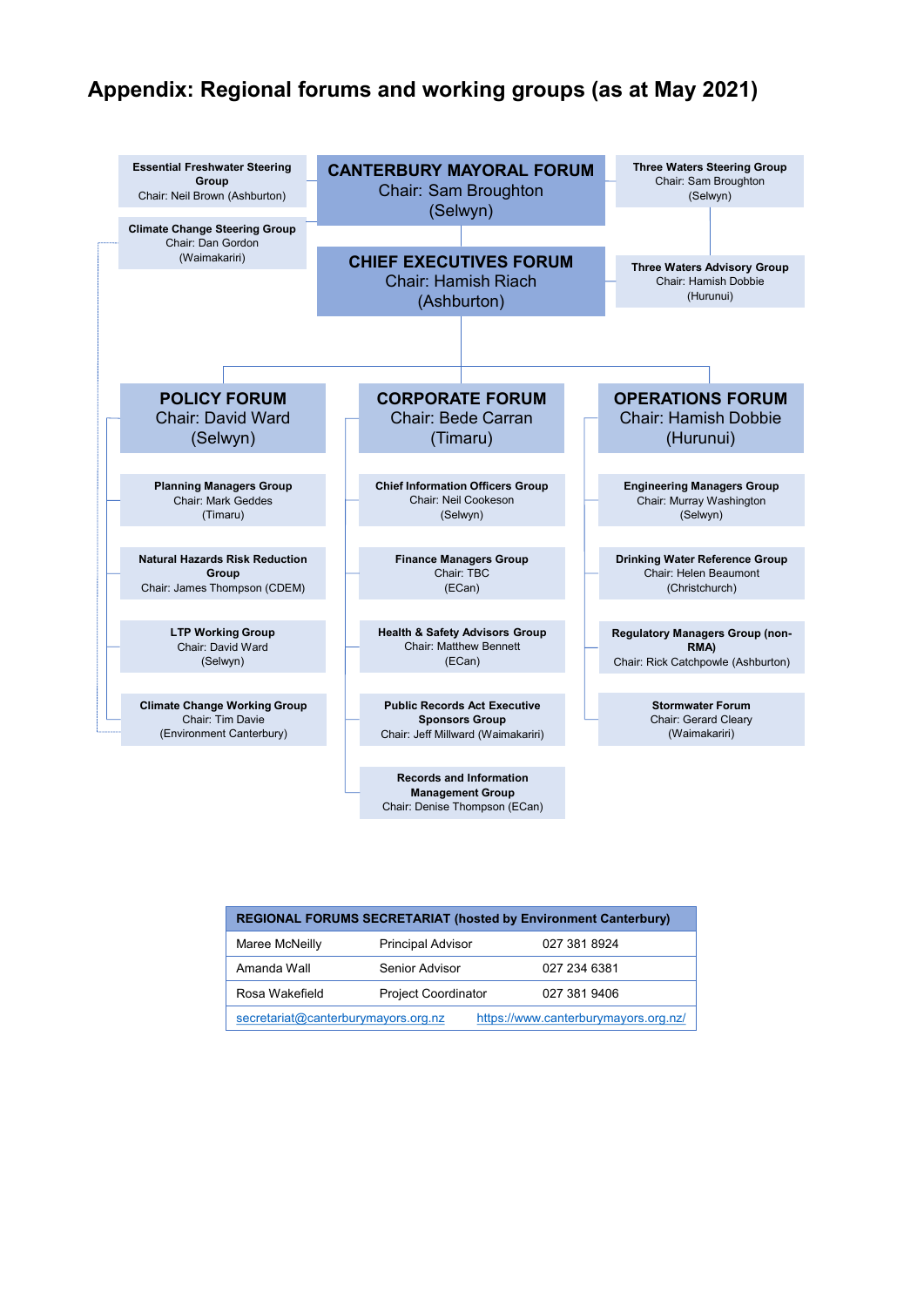# Appendix: Regional forums and working groups (as at May 2021)

**Essential Freshwater Steering Group**
Chair: Neil Brown (Ashburton)

**Climate Change Steering Group**
Chair: Dan Gordon (Waimakariri)

**CANTERBURY MAYORAL FORUM**
Chair: Sam Broughton (Selwyn)

**Three Waters Steering Group**
Chair: Sam Broughton (Selwyn)

**Three Waters Advisory Group**
Chair: Hamish Dobbie (Hurunui)

**CHIEF EXECUTIVES FORUM**
Chair: Hamish Riach (Ashburton)

**POLICY FORUM**
Chair: David Ward (Selwyn)

- **Planning Managers Group**
  Chair: Mark Geddes (Timaru)
- **Natural Hazards Risk Reduction Group**
  Chair: James Thompson (CDEM)
- **LTP Working Group**
  Chair: David Ward (Selwyn)
- **Climate Change Working Group**
  Chair: Tim Davie (Environment Canterbury)

**CORPORATE FORUM**
Chair: Bede Carran (Timaru)

- **Chief Information Officers Group**
  Chair: Neil Cookeson (Selwyn)
- **Finance Managers Group**
  Chair: TBC (ECan)
- **Health & Safety Advisors Group**
  Chair: Matthew Bennett (ECan)
- **Public Records Act Executive Sponsors Group**
  Chair: Jeff Millward (Waimakariri)
- **Records and Information Management Group**
  Chair: Denise Thompson (ECan)

**OPERATIONS FORUM**
Chair: Hamish Dobbie (Hurunui)

- **Engineering Managers Group**
  Chair: Murray Washington (Selwyn)
- **Drinking Water Reference Group**
  Chair: Helen Beaumont (Christchurch)
- **Regulatory Managers Group (non-RMA)**
  Chair: Rick Catchpowle (Ashburton)
- **Stormwater Forum**
  Chair: Gerard Cleary (Waimakariri)

| REGIONAL FORUMS SECRETARIAT (hosted by Environment Canterbury) | | |
|---|---|---|
| Maree McNeilly | Principal Advisor | 027 381 8924 |
| Amanda Wall | Senior Advisor | 027 234 6381 |
| Rosa Wakefield | Project Coordinator | 027 381 9406 |
| secretariat@canterburymayors.org.nz | https://www.canterburymayors.org.nz/ | |